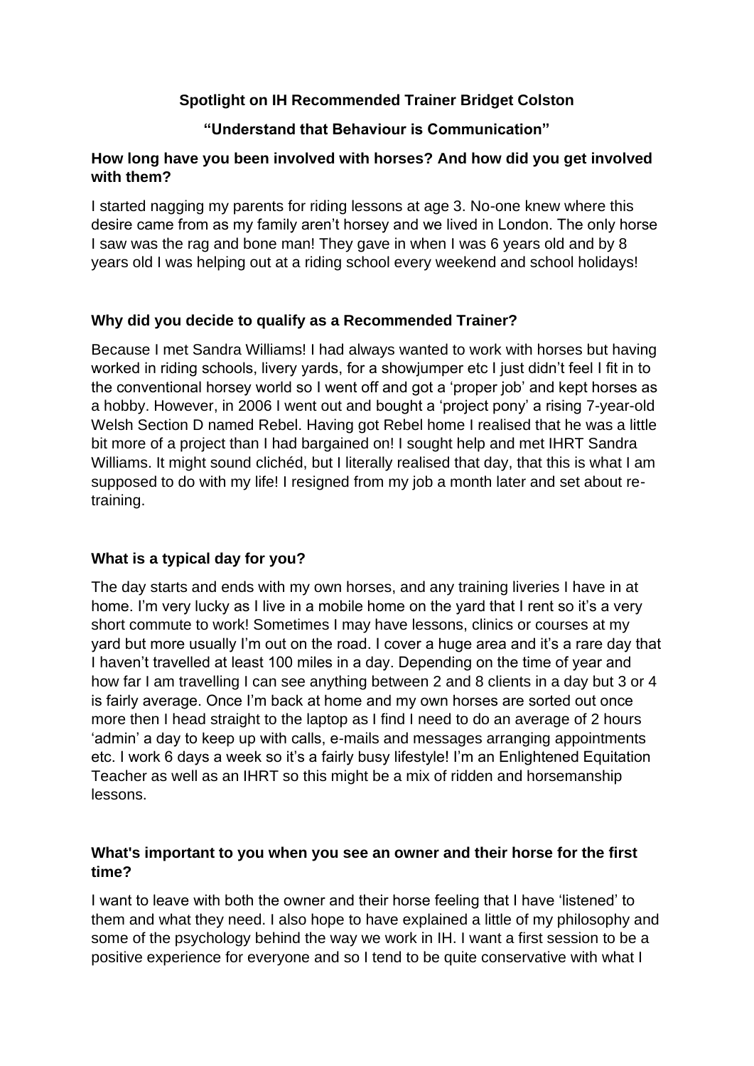# Spotlight on IH Recommended Trainer Bridget Colston

## "Understand that Behaviour is Communication"

### How long have you been involved with horses? And how did you get involved with them?

I started nagging my parents for riding lessons at age 3. No-one knew where this desire came from as my family aren't horsey and we lived in London. The only horse I saw was the rag and bone man! They gave in when I was 6 years old and by 8 years old I was helping out at a riding school every weekend and school holidays!

### Why did you decide to qualify as a Recommended Trainer?

Because I met Sandra Williams! I had always wanted to work with horses but having worked in riding schools, livery yards, for a showjumper etc I just didn't feel I fit in to the conventional horsey world so I went off and got a 'proper job' and kept horses as a hobby. However, in 2006 I went out and bought a 'project pony' a rising 7-year-old Welsh Section D named Rebel. Having got Rebel home I realised that he was a little bit more of a project than I had bargained on! I sought help and met IHRT Sandra Williams. It might sound clichéd, but I literally realised that day, that this is what I am supposed to do with my life! I resigned from my job a month later and set about re-training.

### What is a typical day for you?

The day starts and ends with my own horses, and any training liveries I have in at home. I'm very lucky as I live in a mobile home on the yard that I rent so it's a very short commute to work! Sometimes I may have lessons, clinics or courses at my yard but more usually I'm out on the road. I cover a huge area and it's a rare day that I haven't travelled at least 100 miles in a day. Depending on the time of year and how far I am travelling I can see anything between 2 and 8 clients in a day but 3 or 4 is fairly average. Once I'm back at home and my own horses are sorted out once more then I head straight to the laptop as I find I need to do an average of 2 hours 'admin' a day to keep up with calls, e-mails and messages arranging appointments etc. I work 6 days a week so it's a fairly busy lifestyle! I'm an Enlightened Equitation Teacher as well as an IHRT so this might be a mix of ridden and horsemanship lessons.

### What's important to you when you see an owner and their horse for the first time?

I want to leave with both the owner and their horse feeling that I have 'listened' to them and what they need. I also hope to have explained a little of my philosophy and some of the psychology behind the way we work in IH. I want a first session to be a positive experience for everyone and so I tend to be quite conservative with what I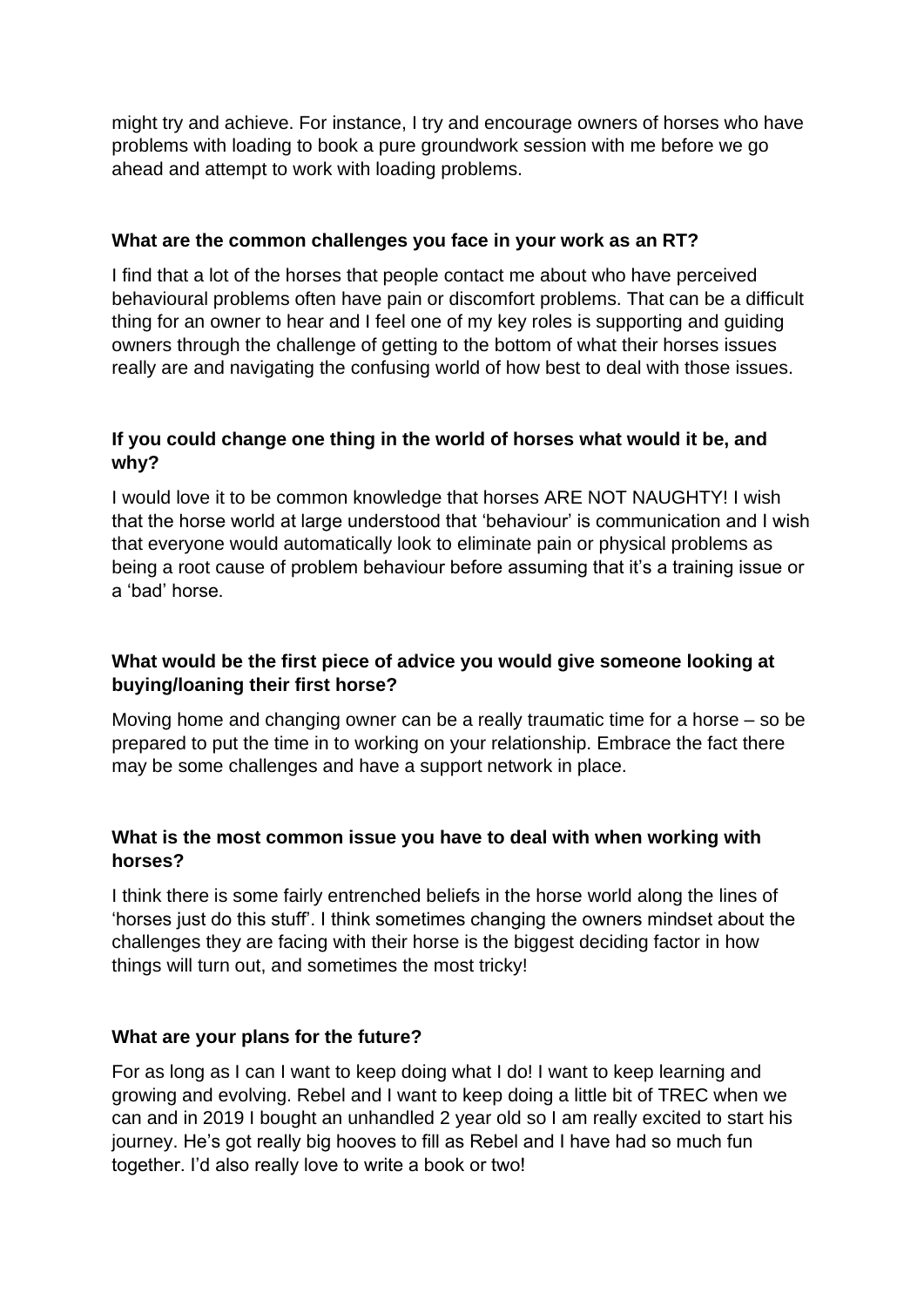might try and achieve. For instance, I try and encourage owners of horses who have problems with loading to book a pure groundwork session with me before we go ahead and attempt to work with loading problems.

**What are the common challenges you face in your work as an RT?**

I find that a lot of the horses that people contact me about who have perceived behavioural problems often have pain or discomfort problems. That can be a difficult thing for an owner to hear and I feel one of my key roles is supporting and guiding owners through the challenge of getting to the bottom of what their horses issues really are and navigating the confusing world of how best to deal with those issues.

**If you could change one thing in the world of horses what would it be, and why?**

I would love it to be common knowledge that horses ARE NOT NAUGHTY! I wish that the horse world at large understood that 'behaviour' is communication and I wish that everyone would automatically look to eliminate pain or physical problems as being a root cause of problem behaviour before assuming that it's a training issue or a 'bad' horse.

**What would be the first piece of advice you would give someone looking at buying/loaning their first horse?**

Moving home and changing owner can be a really traumatic time for a horse – so be prepared to put the time in to working on your relationship. Embrace the fact there may be some challenges and have a support network in place.

**What is the most common issue you have to deal with when working with horses?**

I think there is some fairly entrenched beliefs in the horse world along the lines of 'horses just do this stuff'. I think sometimes changing the owners mindset about the challenges they are facing with their horse is the biggest deciding factor in how things will turn out, and sometimes the most tricky!

**What are your plans for the future?**

For as long as I can I want to keep doing what I do! I want to keep learning and growing and evolving. Rebel and I want to keep doing a little bit of TREC when we can and in 2019 I bought an unhandled 2 year old so I am really excited to start his journey. He's got really big hooves to fill as Rebel and I have had so much fun together. I'd also really love to write a book or two!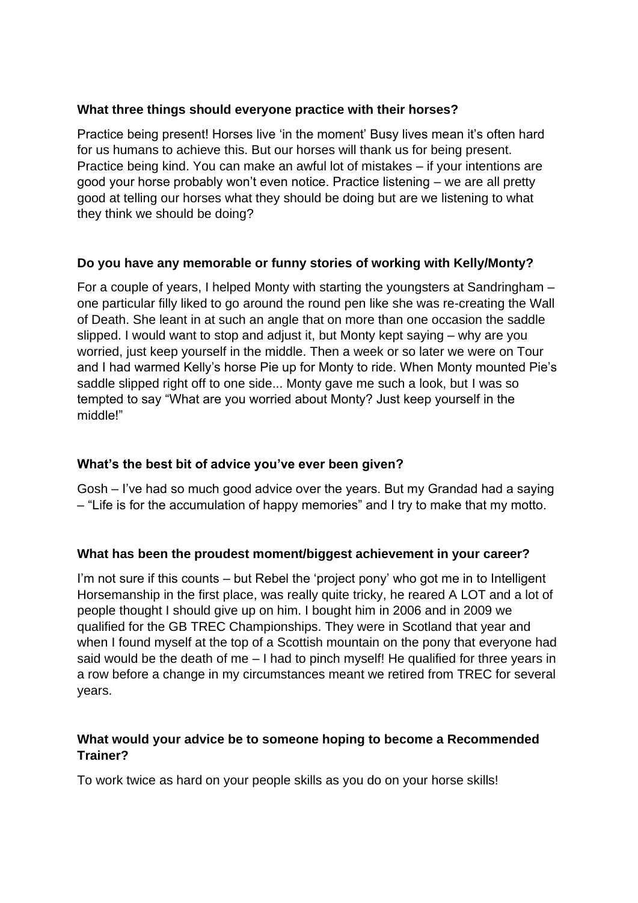**What three things should everyone practice with their horses?**

Practice being present! Horses live 'in the moment' Busy lives mean it's often hard for us humans to achieve this. But our horses will thank us for being present. Practice being kind. You can make an awful lot of mistakes – if your intentions are good your horse probably won't even notice. Practice listening – we are all pretty good at telling our horses what they should be doing but are we listening to what they think we should be doing?

**Do you have any memorable or funny stories of working with Kelly/Monty?**

For a couple of years, I helped Monty with starting the youngsters at Sandringham – one particular filly liked to go around the round pen like she was re-creating the Wall of Death. She leant in at such an angle that on more than one occasion the saddle slipped. I would want to stop and adjust it, but Monty kept saying – why are you worried, just keep yourself in the middle. Then a week or so later we were on Tour and I had warmed Kelly's horse Pie up for Monty to ride. When Monty mounted Pie's saddle slipped right off to one side... Monty gave me such a look, but I was so tempted to say "What are you worried about Monty? Just keep yourself in the middle!"

**What's the best bit of advice you've ever been given?**

Gosh – I've had so much good advice over the years. But my Grandad had a saying – "Life is for the accumulation of happy memories" and I try to make that my motto.

**What has been the proudest moment/biggest achievement in your career?**

I'm not sure if this counts – but Rebel the 'project pony' who got me in to Intelligent Horsemanship in the first place, was really quite tricky, he reared A LOT and a lot of people thought I should give up on him. I bought him in 2006 and in 2009 we qualified for the GB TREC Championships. They were in Scotland that year and when I found myself at the top of a Scottish mountain on the pony that everyone had said would be the death of me – I had to pinch myself! He qualified for three years in a row before a change in my circumstances meant we retired from TREC for several years.

**What would your advice be to someone hoping to become a Recommended Trainer?**

To work twice as hard on your people skills as you do on your horse skills!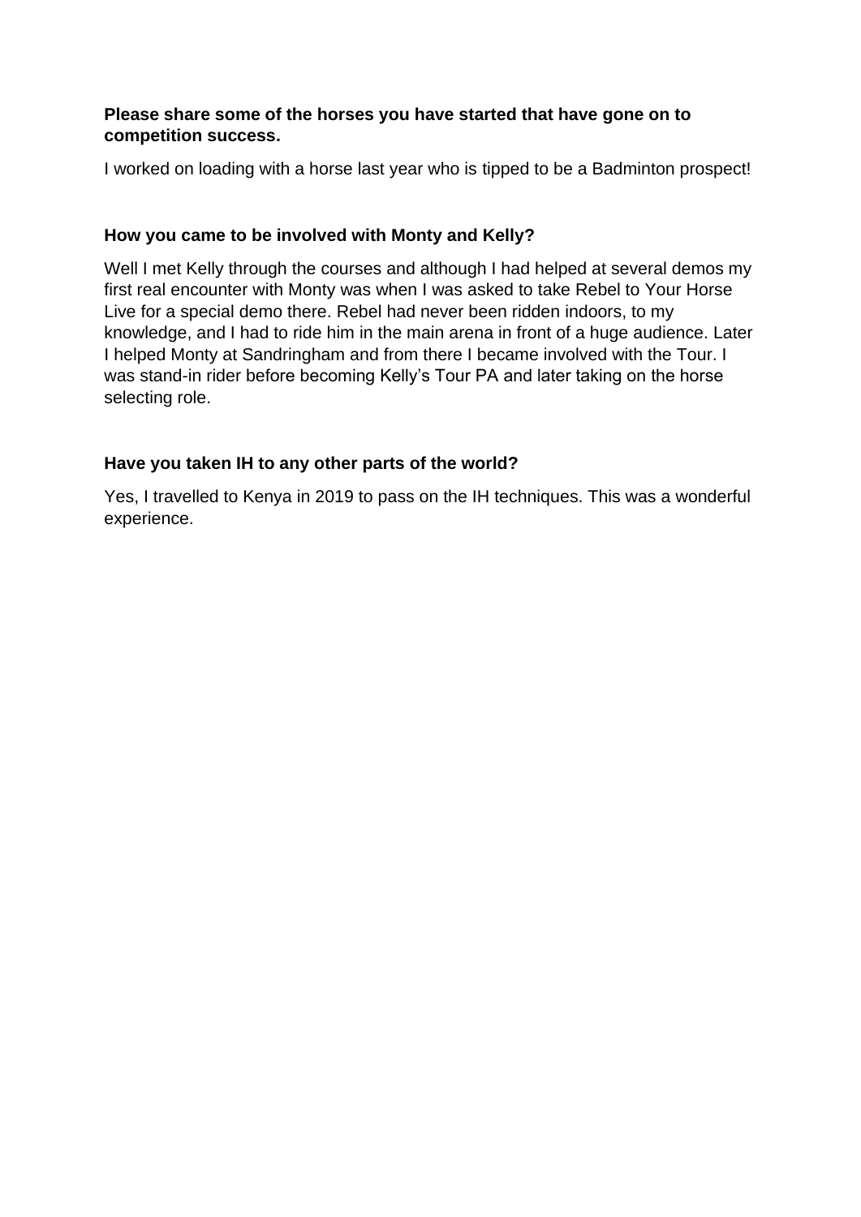**Please share some of the horses you have started that have gone on to competition success.**

I worked on loading with a horse last year who is tipped to be a Badminton prospect!

**How you came to be involved with Monty and Kelly?**

Well I met Kelly through the courses and although I had helped at several demos my first real encounter with Monty was when I was asked to take Rebel to Your Horse Live for a special demo there. Rebel had never been ridden indoors, to my knowledge, and I had to ride him in the main arena in front of a huge audience. Later I helped Monty at Sandringham and from there I became involved with the Tour. I was stand-in rider before becoming Kelly's Tour PA and later taking on the horse selecting role.

**Have you taken IH to any other parts of the world?**

Yes, I travelled to Kenya in 2019 to pass on the IH techniques. This was a wonderful experience.